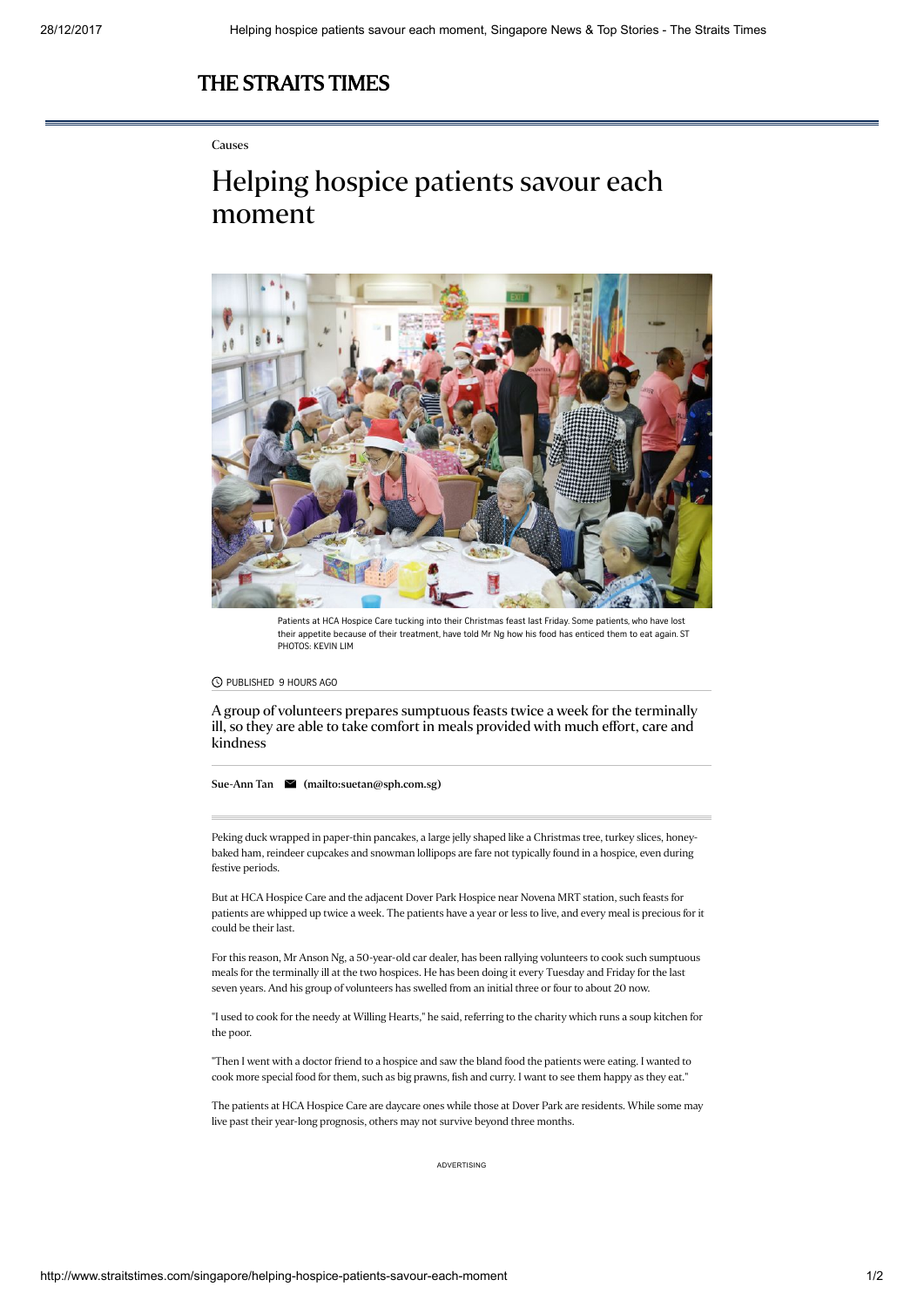# THE STRAITS TIMES

Causes

# Helping hospice patients savour each moment

Patients at HCA Hospice Care tucking into their Christmas feast last Friday. Some patients, who have lost their appetite because of their treatment, have told Mr Ng how his food has enticed them to eat again. ST PHOTOS: KEVIN LIM

PUBLISHED 9 HOURS AGO

A group of volunteers prepares sumptuous feasts twice a week for the terminally ill, so they are able to take comfort in meals provided with much effort, care and kindness

**Sue-Ann Tan** (mailto:suetan@sph.com.sg)

Peking duck wrapped in paper-thin pancakes, a large jelly shaped like a Christmas tree, turkey slices, honey-baked ham, reindeer cupcakes and snowman lollipops are fare not typically found in a hospice, even during festive periods.

But at HCA Hospice Care and the adjacent Dover Park Hospice near Novena MRT station, such feasts for patients are whipped up twice a week. The patients have a year or less to live, and every meal is precious for it could be their last.

For this reason, Mr Anson Ng, a 50-year-old car dealer, has been rallying volunteers to cook such sumptuous meals for the terminally ill at the two hospices. He has been doing it every Tuesday and Friday for the last seven years. And his group of volunteers has swelled from an initial three or four to about 20 now.

"I used to cook for the needy at Willing Hearts," he said, referring to the charity which runs a soup kitchen for the poor.

"Then I went with a doctor friend to a hospice and saw the bland food the patients were eating. I wanted to cook more special food for them, such as big prawns, fish and curry. I want to see them happy as they eat."

The patients at HCA Hospice Care are daycare ones while those at Dover Park are residents. While some may live past their year-long prognosis, others may not survive beyond three months.

ADVERTISING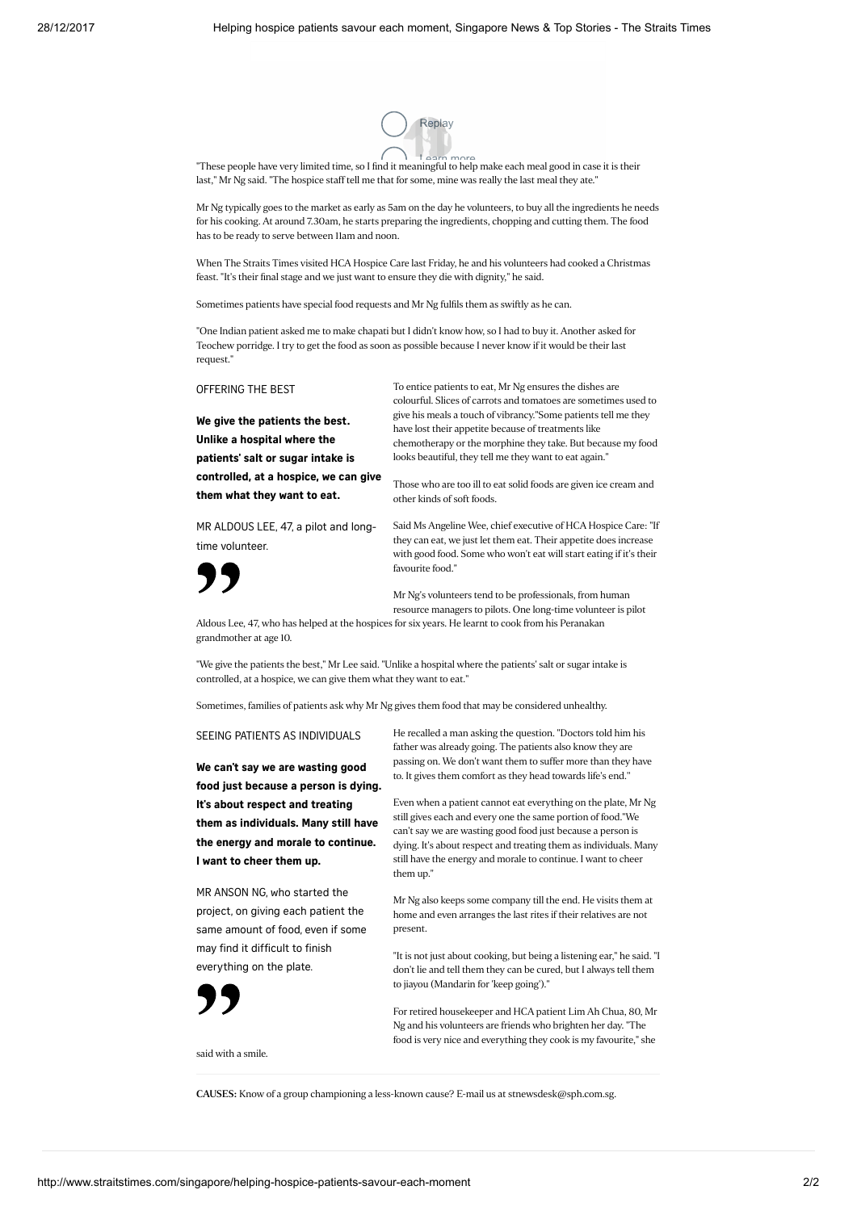"These people have very limited time, so I find it meaningful to help make each meal good in case it is their last," Mr Ng said. "The hospice staff tell me that for some, mine was really the last meal they ate."

Mr Ng typically goes to the market as early as 5am on the day he volunteers, to buy all the ingredients he needs for his cooking. At around 7.30am, he starts preparing the ingredients, chopping and cutting them. The food has to be ready to serve between 11am and noon.

When The Straits Times visited HCA Hospice Care last Friday, he and his volunteers had cooked a Christmas feast. "It's their final stage and we just want to ensure they die with dignity," he said.

Sometimes patients have special food requests and Mr Ng fulfils them as swiftly as he can.

"One Indian patient asked me to make chapati but I didn't know how, so I had to buy it. Another asked for Teochew porridge. I try to get the food as soon as possible because I never know if it would be their last request."

OFFERING THE BEST

**We give the patients the best. Unlike a hospital where the patients' salt or sugar intake is controlled, at a hospice, we can give them what they want to eat.**

MR ALDOUS LEE, 47, a pilot and long-time volunteer.

To entice patients to eat, Mr Ng ensures the dishes are colourful. Slices of carrots and tomatoes are sometimes used to give his meals a touch of vibrancy."Some patients tell me they have lost their appetite because of treatments like chemotherapy or the morphine they take. But because my food looks beautiful, they tell me they want to eat again."

Those who are too ill to eat solid foods are given ice cream and other kinds of soft foods.

Said Ms Angeline Wee, chief executive of HCA Hospice Care: "If they can eat, we just let them eat. Their appetite does increase with good food. Some who won't eat will start eating if it's their favourite food."

Mr Ng's volunteers tend to be professionals, from human resource managers to pilots. One long-time volunteer is pilot Aldous Lee, 47, who has helped at the hospices for six years. He learnt to cook from his Peranakan grandmother at age 10.

"We give the patients the best," Mr Lee said. "Unlike a hospital where the patients' salt or sugar intake is controlled, at a hospice, we can give them what they want to eat."

Sometimes, families of patients ask why Mr Ng gives them food that may be considered unhealthy.

SEEING PATIENTS AS INDIVIDUALS

**We can't say we are wasting good food just because a person is dying. It's about respect and treating them as individuals. Many still have the energy and morale to continue. I want to cheer them up.**

MR ANSON NG, who started the project, on giving each patient the same amount of food, even if some may find it difficult to finish everything on the plate.

He recalled a man asking the question. "Doctors told him his father was already going. The patients also know they are passing on. We don't want them to suffer more than they have to. It gives them comfort as they head towards life's end."

Even when a patient cannot eat everything on the plate, Mr Ng still gives each and every one the same portion of food."We can't say we are wasting good food just because a person is dying. It's about respect and treating them as individuals. Many still have the energy and morale to continue. I want to cheer them up."

Mr Ng also keeps some company till the end. He visits them at home and even arranges the last rites if their relatives are not present.

"It is not just about cooking, but being a listening ear," he said. "I don't lie and tell them they can be cured, but I always tell them to jiayou (Mandarin for 'keep going')."

For retired housekeeper and HCA patient Lim Ah Chua, 80, Mr Ng and his volunteers are friends who brighten her day. "The food is very nice and everything they cook is my favourite," she said with a smile.

**CAUSES:** Know of a group championing a less-known cause? E-mail us at stnewsdesk@sph.com.sg.